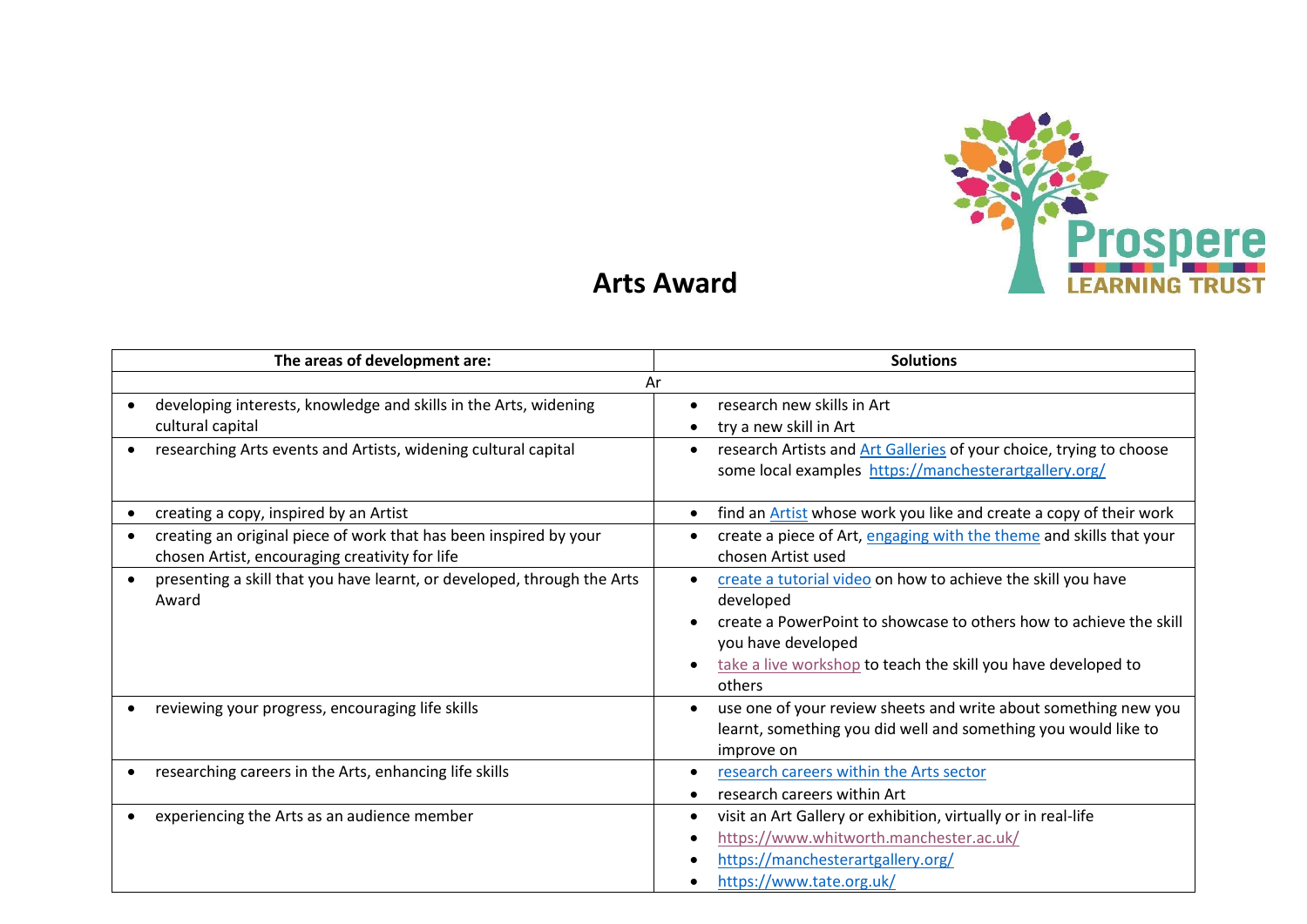# Arts Award

| The areas of development are: | Solutions |
|---|---|
| Ar | |
| • developing interests, knowledge and skills in the Arts, widening cultural capital | • research new skills in Art<br>• try a new skill in Art |
| • researching Arts events and Artists, widening cultural capital | • research Artists and Art Galleries of your choice, trying to choose some local examples https://manchesterartgallery.org/ |
| • creating a copy, inspired by an Artist | • find an Artist whose work you like and create a copy of their work |
| • creating an original piece of work that has been inspired by your chosen Artist, encouraging creativity for life | • create a piece of Art, engaging with the theme and skills that your chosen Artist used |
| • presenting a skill that you have learnt, or developed, through the Arts Award | • create a tutorial video on how to achieve the skill you have developed<br>• create a PowerPoint to showcase to others how to achieve the skill you have developed<br>• take a live workshop to teach the skill you have developed to others |
| • reviewing your progress, encouraging life skills | • use one of your review sheets and write about something new you learnt, something you did well and something you would like to improve on |
| • researching careers in the Arts, enhancing life skills | • research careers within the Arts sector<br>• research careers within Art |
| • experiencing the Arts as an audience member | • visit an Art Gallery or exhibition, virtually or in real-life<br>• https://www.whitworth.manchester.ac.uk/<br>• https://manchesterartgallery.org/<br>• https://www.tate.org.uk/ |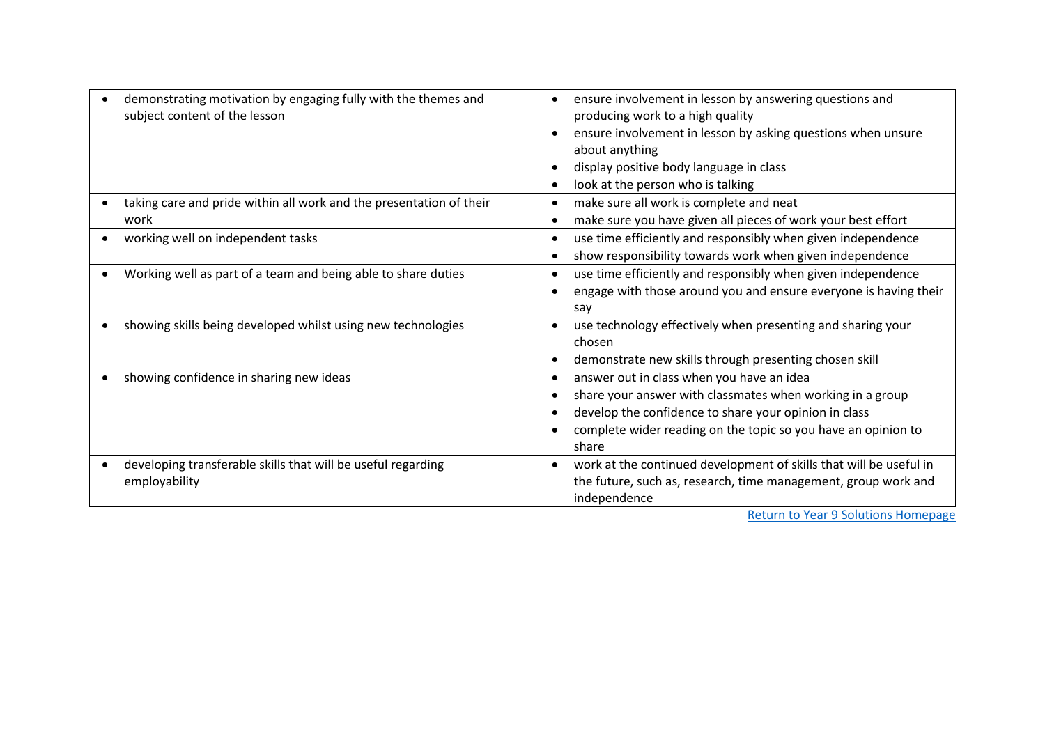| | |
|---|---|
| • demonstrating motivation by engaging fully with the themes and subject content of the lesson | • ensure involvement in lesson by answering questions and producing work to a high quality<br>• ensure involvement in lesson by asking questions when unsure about anything<br>• display positive body language in class<br>• look at the person who is talking |
| • taking care and pride within all work and the presentation of their work | • make sure all work is complete and neat<br>• make sure you have given all pieces of work your best effort |
| • working well on independent tasks | • use time efficiently and responsibly when given independence<br>• show responsibility towards work when given independence |
| • Working well as part of a team and being able to share duties | • use time efficiently and responsibly when given independence<br>• engage with those around you and ensure everyone is having their say |
| • showing skills being developed whilst using new technologies | • use technology effectively when presenting and sharing your chosen<br>• demonstrate new skills through presenting chosen skill |
| • showing confidence in sharing new ideas | • answer out in class when you have an idea<br>• share your answer with classmates when working in a group<br>• develop the confidence to share your opinion in class<br>• complete wider reading on the topic so you have an opinion to share |
| • developing transferable skills that will be useful regarding employability | • work at the continued development of skills that will be useful in the future, such as, research, time management, group work and independence |

Return to Year 9 Solutions Homepage